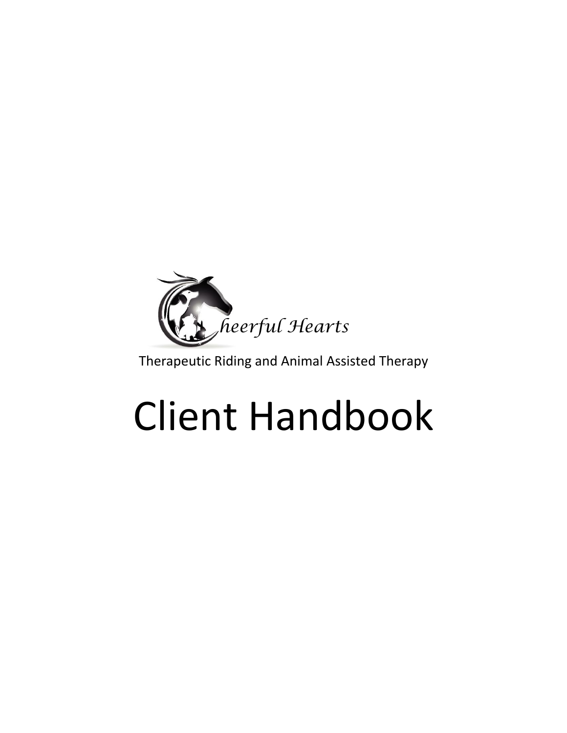Cheerful Hearts

Therapeutic Riding and Animal Assisted Therapy

# Client Handbook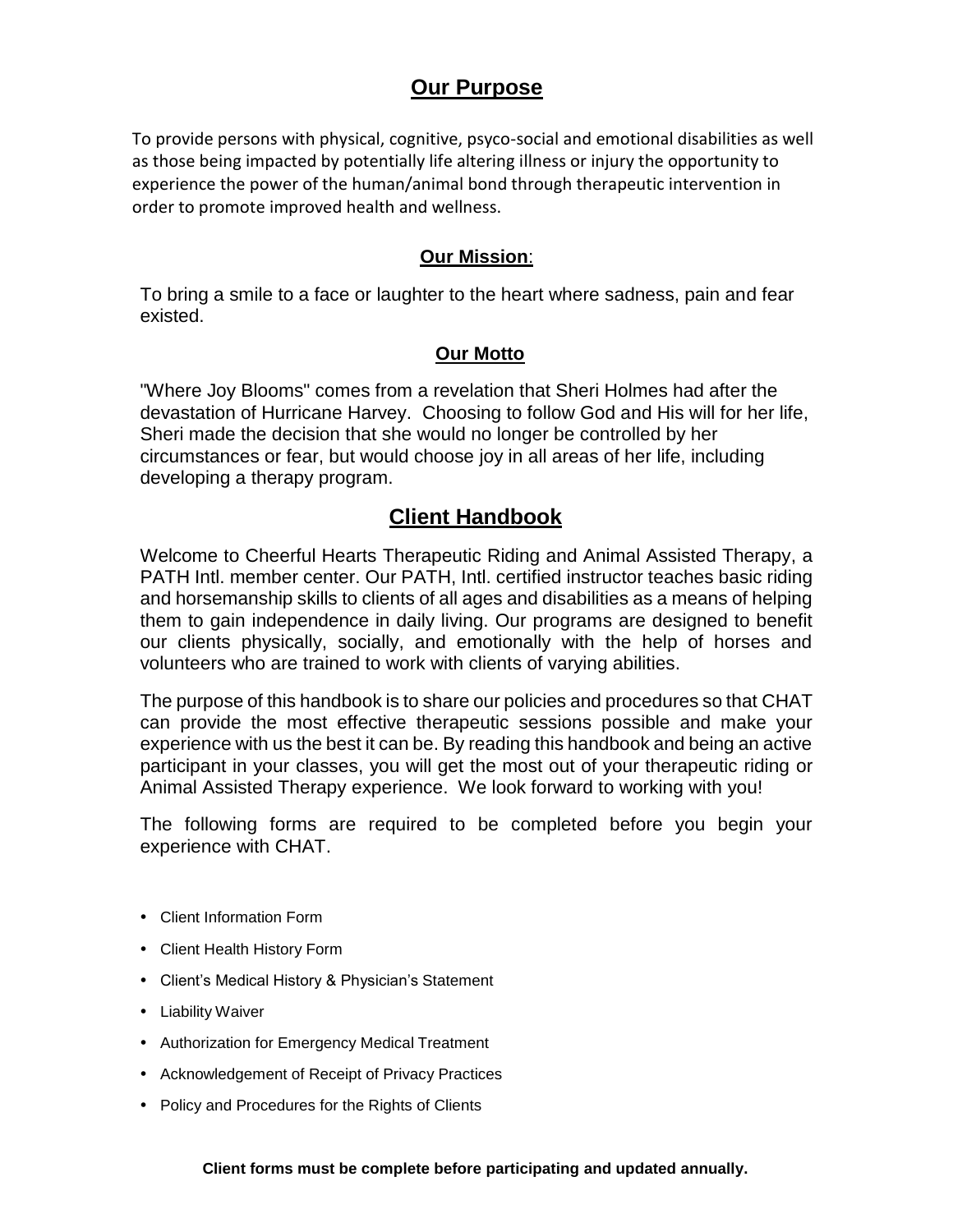## Our Purpose

To provide persons with physical, cognitive, psyco-social and emotional disabilities as well as those being impacted by potentially life altering illness or injury the opportunity to experience the power of the human/animal bond through therapeutic intervention in order to promote improved health and wellness.

### Our Mission:

To bring a smile to a face or laughter to the heart where sadness, pain and fear existed.

### Our Motto

"Where Joy Blooms" comes from a revelation that Sheri Holmes had after the devastation of Hurricane Harvey. Choosing to follow God and His will for her life, Sheri made the decision that she would no longer be controlled by her circumstances or fear, but would choose joy in all areas of her life, including developing a therapy program.

## Client Handbook

Welcome to Cheerful Hearts Therapeutic Riding and Animal Assisted Therapy, a PATH Intl. member center. Our PATH, Intl. certified instructor teaches basic riding and horsemanship skills to clients of all ages and disabilities as a means of helping them to gain independence in daily living. Our programs are designed to benefit our clients physically, socially, and emotionally with the help of horses and volunteers who are trained to work with clients of varying abilities.

The purpose of this handbook is to share our policies and procedures so that CHAT can provide the most effective therapeutic sessions possible and make your experience with us the best it can be. By reading this handbook and being an active participant in your classes, you will get the most out of your therapeutic riding or Animal Assisted Therapy experience. We look forward to working with you!

The following forms are required to be completed before you begin your experience with CHAT.

- Client Information Form
- Client Health History Form
- Client's Medical History & Physician's Statement
- Liability Waiver
- Authorization for Emergency Medical Treatment
- Acknowledgement of Receipt of Privacy Practices
- Policy and Procedures for the Rights of Clients

**Client forms must be complete before participating and updated annually.**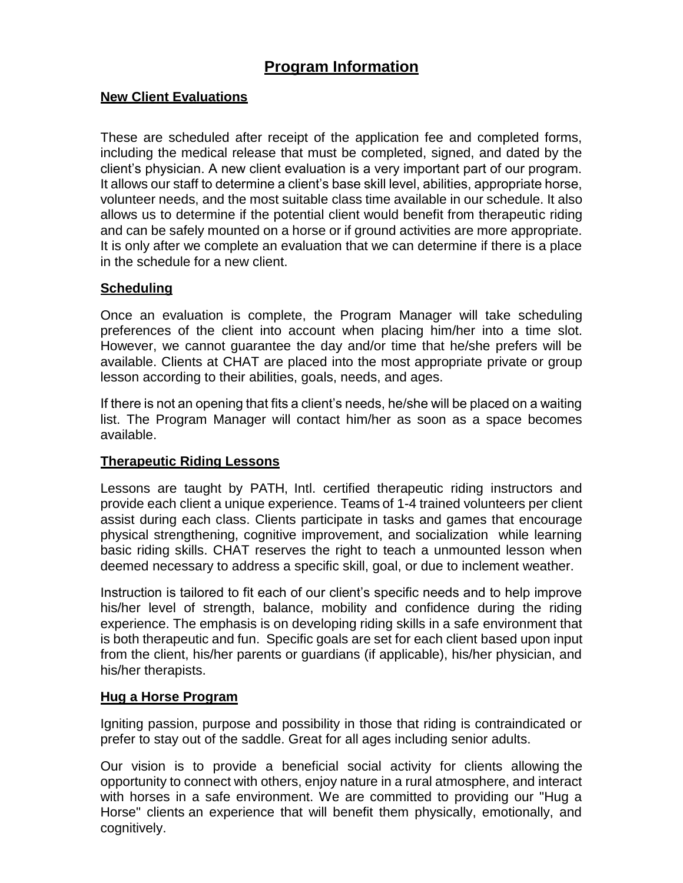# Program Information

## New Client Evaluations

These are scheduled after receipt of the application fee and completed forms, including the medical release that must be completed, signed, and dated by the client's physician. A new client evaluation is a very important part of our program. It allows our staff to determine a client's base skill level, abilities, appropriate horse, volunteer needs, and the most suitable class time available in our schedule. It also allows us to determine if the potential client would benefit from therapeutic riding and can be safely mounted on a horse or if ground activities are more appropriate. It is only after we complete an evaluation that we can determine if there is a place in the schedule for a new client.

## Scheduling

Once an evaluation is complete, the Program Manager will take scheduling preferences of the client into account when placing him/her into a time slot. However, we cannot guarantee the day and/or time that he/she prefers will be available. Clients at CHAT are placed into the most appropriate private or group lesson according to their abilities, goals, needs, and ages.

If there is not an opening that fits a client's needs, he/she will be placed on a waiting list. The Program Manager will contact him/her as soon as a space becomes available.

## Therapeutic Riding Lessons

Lessons are taught by PATH, Intl. certified therapeutic riding instructors and provide each client a unique experience. Teams of 1-4 trained volunteers per client assist during each class. Clients participate in tasks and games that encourage physical strengthening, cognitive improvement, and socialization while learning basic riding skills. CHAT reserves the right to teach a unmounted lesson when deemed necessary to address a specific skill, goal, or due to inclement weather.

Instruction is tailored to fit each of our client's specific needs and to help improve his/her level of strength, balance, mobility and confidence during the riding experience. The emphasis is on developing riding skills in a safe environment that is both therapeutic and fun. Specific goals are set for each client based upon input from the client, his/her parents or guardians (if applicable), his/her physician, and his/her therapists.

## Hug a Horse Program

Igniting passion, purpose and possibility in those that riding is contraindicated or prefer to stay out of the saddle. Great for all ages including senior adults.

Our vision is to provide a beneficial social activity for clients allowing the opportunity to connect with others, enjoy nature in a rural atmosphere, and interact with horses in a safe environment. We are committed to providing our "Hug a Horse" clients an experience that will benefit them physically, emotionally, and cognitively.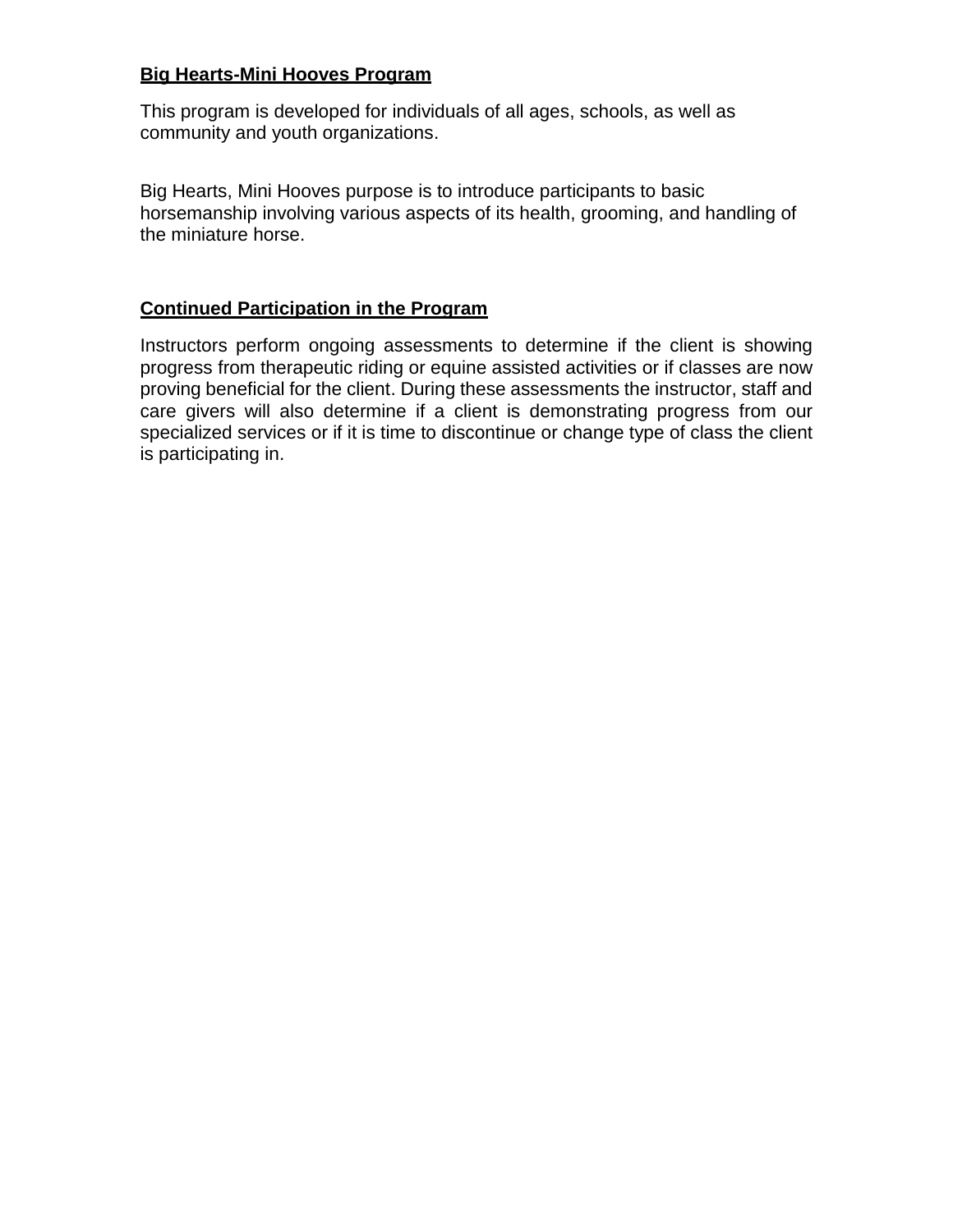**Big Hearts-Mini Hooves Program**

This program is developed for individuals of all ages, schools, as well as community and youth organizations.

Big Hearts, Mini Hooves purpose is to introduce participants to basic horsemanship involving various aspects of its health, grooming, and handling of the miniature horse.

**Continued Participation in the Program**

Instructors perform ongoing assessments to determine if the client is showing progress from therapeutic riding or equine assisted activities or if classes are now proving beneficial for the client. During these assessments the instructor, staff and care givers will also determine if a client is demonstrating progress from our specialized services or if it is time to discontinue or change type of class the client is participating in.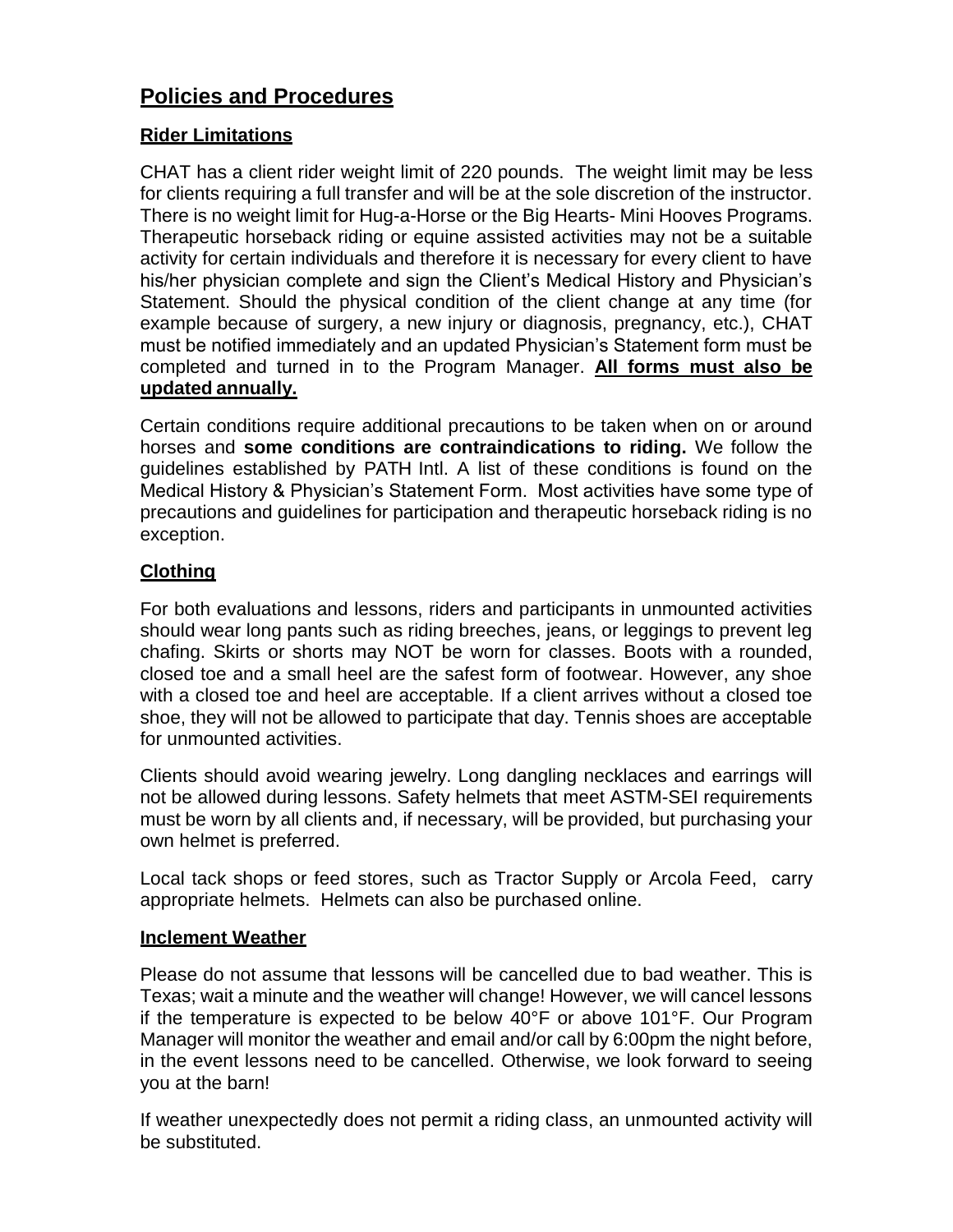## Policies and Procedures

### Rider Limitations

CHAT has a client rider weight limit of 220 pounds. The weight limit may be less for clients requiring a full transfer and will be at the sole discretion of the instructor. There is no weight limit for Hug-a-Horse or the Big Hearts- Mini Hooves Programs. Therapeutic horseback riding or equine assisted activities may not be a suitable activity for certain individuals and therefore it is necessary for every client to have his/her physician complete and sign the Client's Medical History and Physician's Statement. Should the physical condition of the client change at any time (for example because of surgery, a new injury or diagnosis, pregnancy, etc.), CHAT must be notified immediately and an updated Physician's Statement form must be completed and turned in to the Program Manager. **All forms must also be updated annually.**

Certain conditions require additional precautions to be taken when on or around horses and **some conditions are contraindications to riding.** We follow the guidelines established by PATH Intl. A list of these conditions is found on the Medical History & Physician's Statement Form. Most activities have some type of precautions and guidelines for participation and therapeutic horseback riding is no exception.

### Clothing

For both evaluations and lessons, riders and participants in unmounted activities should wear long pants such as riding breeches, jeans, or leggings to prevent leg chafing. Skirts or shorts may NOT be worn for classes. Boots with a rounded, closed toe and a small heel are the safest form of footwear. However, any shoe with a closed toe and heel are acceptable. If a client arrives without a closed toe shoe, they will not be allowed to participate that day. Tennis shoes are acceptable for unmounted activities.

Clients should avoid wearing jewelry. Long dangling necklaces and earrings will not be allowed during lessons. Safety helmets that meet ASTM-SEI requirements must be worn by all clients and, if necessary, will be provided, but purchasing your own helmet is preferred.

Local tack shops or feed stores, such as Tractor Supply or Arcola Feed, carry appropriate helmets. Helmets can also be purchased online.

### Inclement Weather

Please do not assume that lessons will be cancelled due to bad weather. This is Texas; wait a minute and the weather will change! However, we will cancel lessons if the temperature is expected to be below 40°F or above 101°F. Our Program Manager will monitor the weather and email and/or call by 6:00pm the night before, in the event lessons need to be cancelled. Otherwise, we look forward to seeing you at the barn!

If weather unexpectedly does not permit a riding class, an unmounted activity will be substituted.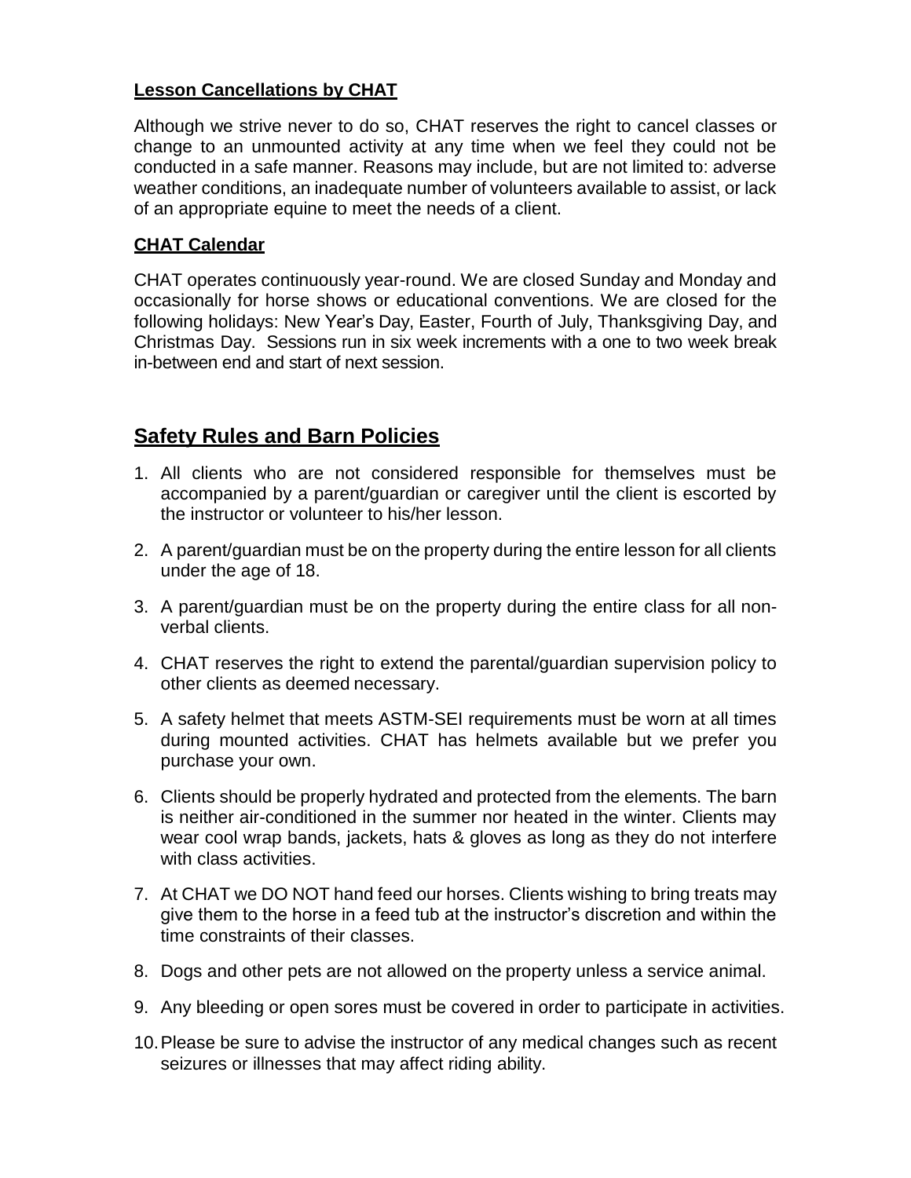### Lesson Cancellations by CHAT

Although we strive never to do so, CHAT reserves the right to cancel classes or change to an unmounted activity at any time when we feel they could not be conducted in a safe manner. Reasons may include, but are not limited to: adverse weather conditions, an inadequate number of volunteers available to assist, or lack of an appropriate equine to meet the needs of a client.

### CHAT Calendar

CHAT operates continuously year-round. We are closed Sunday and Monday and occasionally for horse shows or educational conventions. We are closed for the following holidays: New Year's Day, Easter, Fourth of July, Thanksgiving Day, and Christmas Day. Sessions run in six week increments with a one to two week break in-between end and start of next session.

## Safety Rules and Barn Policies

1. All clients who are not considered responsible for themselves must be accompanied by a parent/guardian or caregiver until the client is escorted by the instructor or volunteer to his/her lesson.
2. A parent/guardian must be on the property during the entire lesson for all clients under the age of 18.
3. A parent/guardian must be on the property during the entire class for all non-verbal clients.
4. CHAT reserves the right to extend the parental/guardian supervision policy to other clients as deemed necessary.
5. A safety helmet that meets ASTM-SEI requirements must be worn at all times during mounted activities. CHAT has helmets available but we prefer you purchase your own.
6. Clients should be properly hydrated and protected from the elements. The barn is neither air-conditioned in the summer nor heated in the winter. Clients may wear cool wrap bands, jackets, hats & gloves as long as they do not interfere with class activities.
7. At CHAT we DO NOT hand feed our horses. Clients wishing to bring treats may give them to the horse in a feed tub at the instructor's discretion and within the time constraints of their classes.
8. Dogs and other pets are not allowed on the property unless a service animal.
9. Any bleeding or open sores must be covered in order to participate in activities.
10. Please be sure to advise the instructor of any medical changes such as recent seizures or illnesses that may affect riding ability.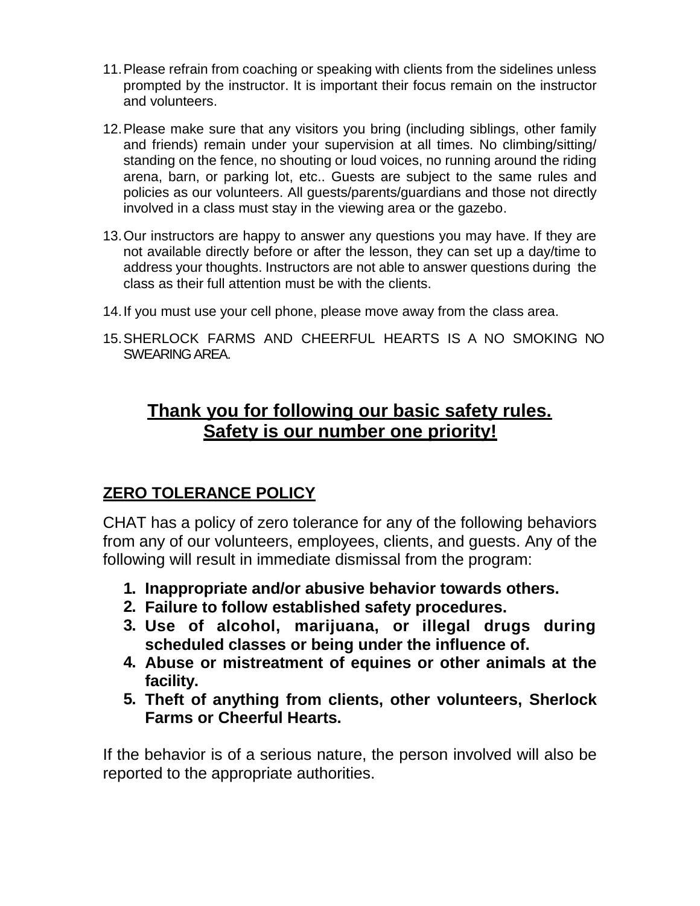11. Please refrain from coaching or speaking with clients from the sidelines unless prompted by the instructor. It is important their focus remain on the instructor and volunteers.

12. Please make sure that any visitors you bring (including siblings, other family and friends) remain under your supervision at all times. No climbing/sitting/ standing on the fence, no shouting or loud voices, no running around the riding arena, barn, or parking lot, etc.. Guests are subject to the same rules and policies as our volunteers. All guests/parents/guardians and those not directly involved in a class must stay in the viewing area or the gazebo.

13. Our instructors are happy to answer any questions you may have. If they are not available directly before or after the lesson, they can set up a day/time to address your thoughts. Instructors are not able to answer questions during the class as their full attention must be with the clients.

14. If you must use your cell phone, please move away from the class area.

15. SHERLOCK FARMS AND CHEERFUL HEARTS IS A NO SMOKING NO SWEARING AREA.

## Thank you for following our basic safety rules. Safety is our number one priority!

### ZERO TOLERANCE POLICY

CHAT has a policy of zero tolerance for any of the following behaviors from any of our volunteers, employees, clients, and guests. Any of the following will result in immediate dismissal from the program:

1. **Inappropriate and/or abusive behavior towards others.**
2. **Failure to follow established safety procedures.**
3. **Use of alcohol, marijuana, or illegal drugs during scheduled classes or being under the influence of.**
4. **Abuse or mistreatment of equines or other animals at the facility.**
5. **Theft of anything from clients, other volunteers, Sherlock Farms or Cheerful Hearts.**

If the behavior is of a serious nature, the person involved will also be reported to the appropriate authorities.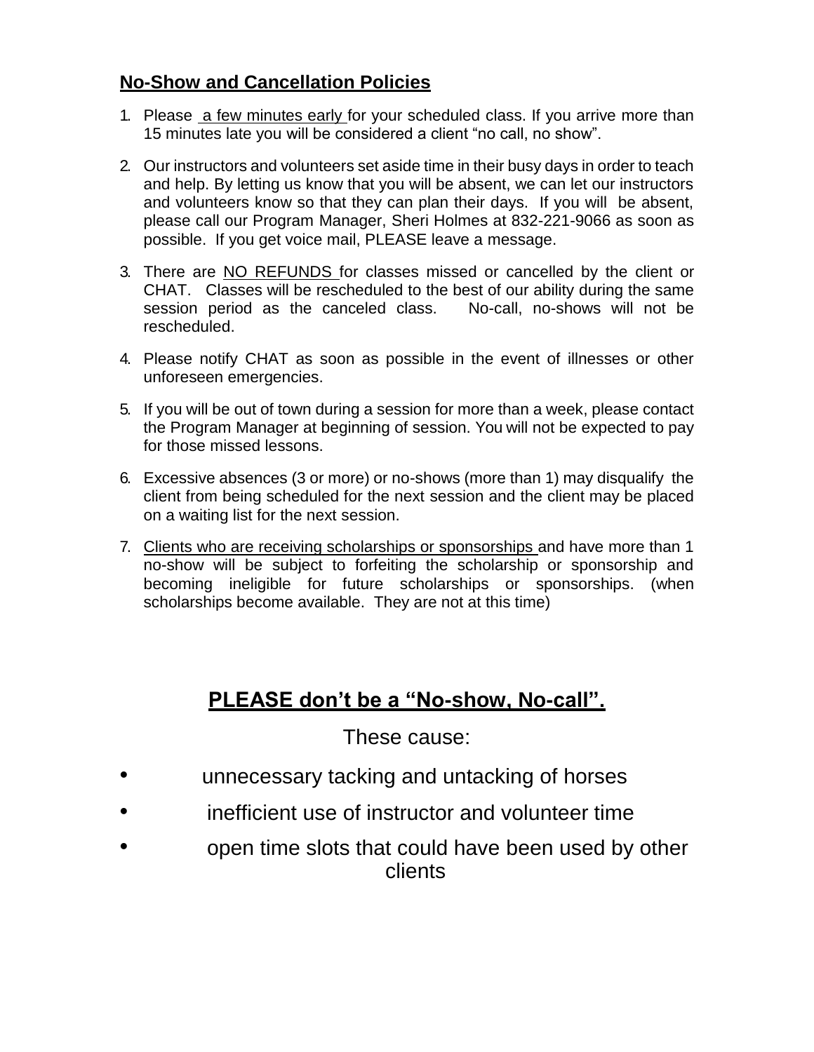## **No-Show and Cancellation Policies**

1. Please a few minutes early for your scheduled class. If you arrive more than 15 minutes late you will be considered a client "no call, no show".
2. Our instructors and volunteers set aside time in their busy days in order to teach and help. By letting us know that you will be absent, we can let our instructors and volunteers know so that they can plan their days. If you will be absent, please call our Program Manager, Sheri Holmes at 832-221-9066 as soon as possible. If you get voice mail, PLEASE leave a message.
3. There are NO REFUNDS for classes missed or cancelled by the client or CHAT. Classes will be rescheduled to the best of our ability during the same session period as the canceled class. No-call, no-shows will not be rescheduled.
4. Please notify CHAT as soon as possible in the event of illnesses or other unforeseen emergencies.
5. If you will be out of town during a session for more than a week, please contact the Program Manager at beginning of session. You will not be expected to pay for those missed lessons.
6. Excessive absences (3 or more) or no-shows (more than 1) may disqualify the client from being scheduled for the next session and the client may be placed on a waiting list for the next session.
7. Clients who are receiving scholarships or sponsorships and have more than 1 no-show will be subject to forfeiting the scholarship or sponsorship and becoming ineligible for future scholarships or sponsorships. (when scholarships become available. They are not at this time)

## **PLEASE don't be a "No-show, No-call".**

These cause:

- unnecessary tacking and untacking of horses
- inefficient use of instructor and volunteer time
- open time slots that could have been used by other clients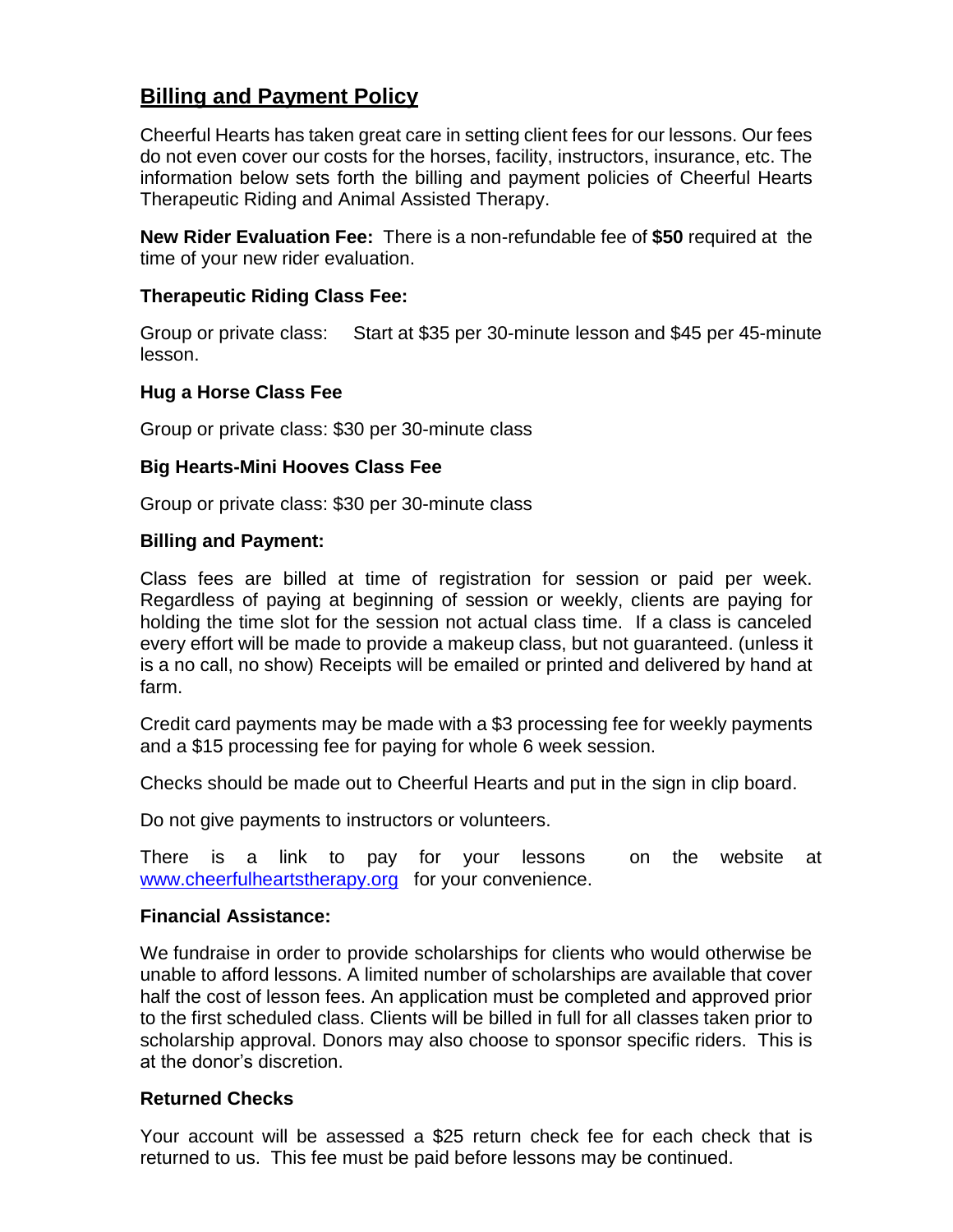## Billing and Payment Policy

Cheerful Hearts has taken great care in setting client fees for our lessons. Our fees do not even cover our costs for the horses, facility, instructors, insurance, etc. The information below sets forth the billing and payment policies of Cheerful Hearts Therapeutic Riding and Animal Assisted Therapy.

**New Rider Evaluation Fee:** There is a non-refundable fee of **$50** required at the time of your new rider evaluation.

**Therapeutic Riding Class Fee:**

Group or private class: Start at $35 per 30-minute lesson and $45 per 45-minute lesson.

**Hug a Horse Class Fee**

Group or private class: $30 per 30-minute class

**Big Hearts-Mini Hooves Class Fee**

Group or private class: $30 per 30-minute class

**Billing and Payment:**

Class fees are billed at time of registration for session or paid per week. Regardless of paying at beginning of session or weekly, clients are paying for holding the time slot for the session not actual class time. If a class is canceled every effort will be made to provide a makeup class, but not guaranteed. (unless it is a no call, no show) Receipts will be emailed or printed and delivered by hand at farm.

Credit card payments may be made with a $3 processing fee for weekly payments and a $15 processing fee for paying for whole 6 week session.

Checks should be made out to Cheerful Hearts and put in the sign in clip board.

Do not give payments to instructors or volunteers.

There is a link to pay for your lessons on the website at www.cheerfulheartstherapy.org for your convenience.

**Financial Assistance:**

We fundraise in order to provide scholarships for clients who would otherwise be unable to afford lessons. A limited number of scholarships are available that cover half the cost of lesson fees. An application must be completed and approved prior to the first scheduled class. Clients will be billed in full for all classes taken prior to scholarship approval. Donors may also choose to sponsor specific riders. This is at the donor's discretion.

**Returned Checks**

Your account will be assessed a $25 return check fee for each check that is returned to us. This fee must be paid before lessons may be continued.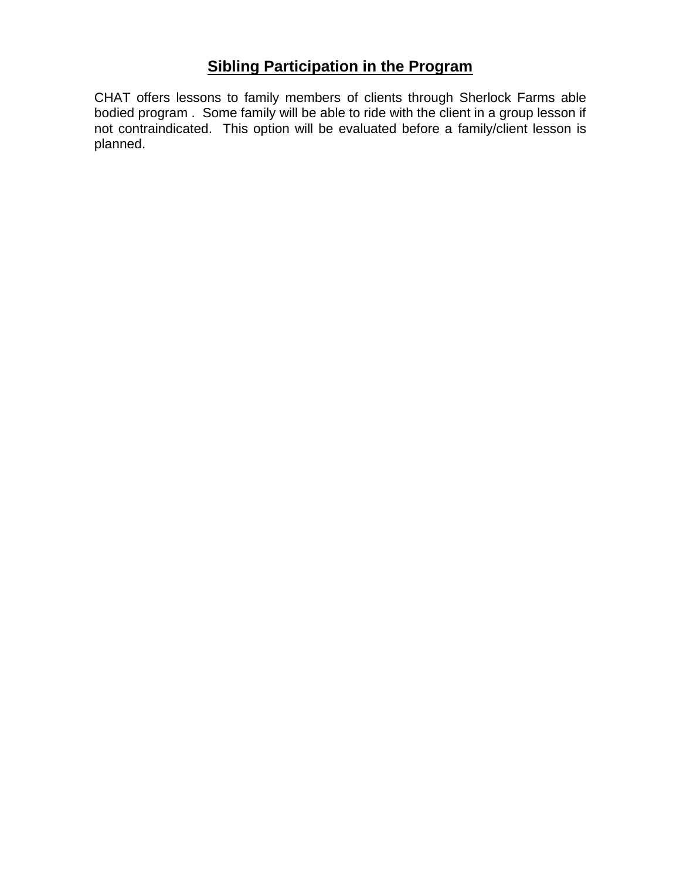## **Sibling Participation in the Program**

CHAT offers lessons to family members of clients through Sherlock Farms able bodied program . Some family will be able to ride with the client in a group lesson if not contraindicated. This option will be evaluated before a family/client lesson is planned.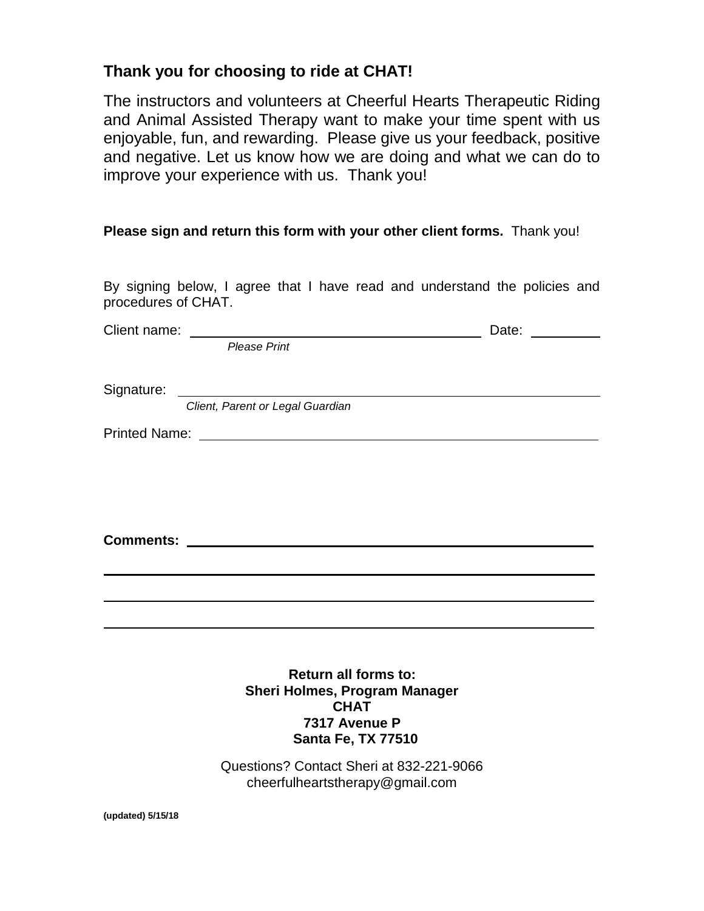**Thank you for choosing to ride at CHAT!**

The instructors and volunteers at Cheerful Hearts Therapeutic Riding and Animal Assisted Therapy want to make your time spent with us enjoyable, fun, and rewarding. Please give us your feedback, positive and negative. Let us know how we are doing and what we can do to improve your experience with us. Thank you!

**Please sign and return this form with your other client forms.** Thank you!

By signing below, I agree that I have read and understand the policies and procedures of CHAT.

Client name: ________________________________________ Date: __________
*Please Print*

Signature: ________________________________________________________
*Client, Parent or Legal Guardian*

Printed Name: _____________________________________________________

**Comments:** _____________________________________________________

_________________________________________________________________

_________________________________________________________________

_________________________________________________________________

**Return all forms to:**
**Sheri Holmes, Program Manager**
**CHAT**
**7317 Avenue P**
**Santa Fe, TX 77510**

Questions? Contact Sheri at 832-221-9066
cheerfulheartstherapy@gmail.com

**(updated) 5/15/18**